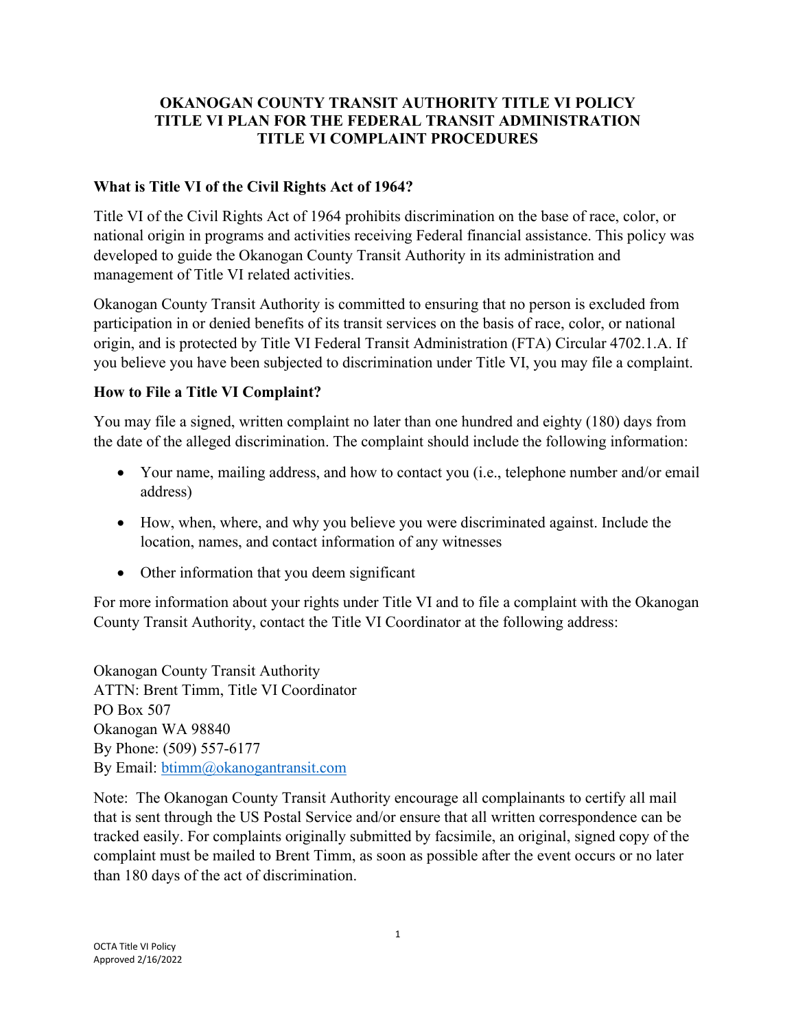# OKANOGAN COUNTY TRANSIT AUTHORITY TITLE VI POLICY
# TITLE VI PLAN FOR THE FEDERAL TRANSIT ADMINISTRATION
# TITLE VI COMPLAINT PROCEDURES

## What is Title VI of the Civil Rights Act of 1964?

Title VI of the Civil Rights Act of 1964 prohibits discrimination on the base of race, color, or national origin in programs and activities receiving Federal financial assistance. This policy was developed to guide the Okanogan County Transit Authority in its administration and management of Title VI related activities.

Okanogan County Transit Authority is committed to ensuring that no person is excluded from participation in or denied benefits of its transit services on the basis of race, color, or national origin, and is protected by Title VI Federal Transit Administration (FTA) Circular 4702.1.A. If you believe you have been subjected to discrimination under Title VI, you may file a complaint.

## How to File a Title VI Complaint?

You may file a signed, written complaint no later than one hundred and eighty (180) days from the date of the alleged discrimination. The complaint should include the following information:

- Your name, mailing address, and how to contact you (i.e., telephone number and/or email address)
- How, when, where, and why you believe you were discriminated against. Include the location, names, and contact information of any witnesses
- Other information that you deem significant

For more information about your rights under Title VI and to file a complaint with the Okanogan County Transit Authority, contact the Title VI Coordinator at the following address:

Okanogan County Transit Authority
ATTN: Brent Timm, Title VI Coordinator
PO Box 507
Okanogan WA 98840
By Phone: (509) 557-6177
By Email: btimm@okanogantransit.com

Note: The Okanogan County Transit Authority encourage all complainants to certify all mail that is sent through the US Postal Service and/or ensure that all written correspondence can be tracked easily. For complaints originally submitted by facsimile, an original, signed copy of the complaint must be mailed to Brent Timm, as soon as possible after the event occurs or no later than 180 days of the act of discrimination.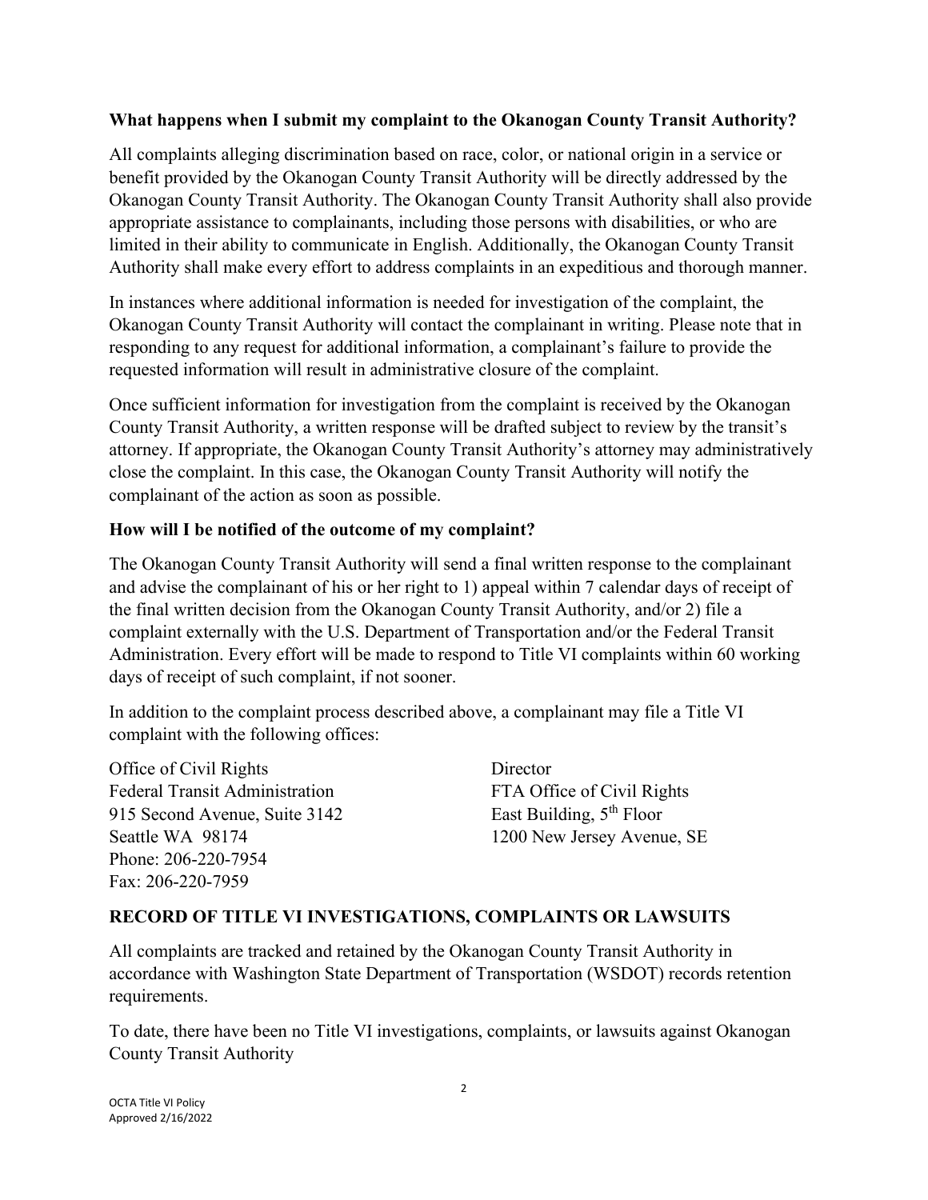**What happens when I submit my complaint to the Okanogan County Transit Authority?**

All complaints alleging discrimination based on race, color, or national origin in a service or benefit provided by the Okanogan County Transit Authority will be directly addressed by the Okanogan County Transit Authority. The Okanogan County Transit Authority shall also provide appropriate assistance to complainants, including those persons with disabilities, or who are limited in their ability to communicate in English. Additionally, the Okanogan County Transit Authority shall make every effort to address complaints in an expeditious and thorough manner.

In instances where additional information is needed for investigation of the complaint, the Okanogan County Transit Authority will contact the complainant in writing. Please note that in responding to any request for additional information, a complainant's failure to provide the requested information will result in administrative closure of the complaint.

Once sufficient information for investigation from the complaint is received by the Okanogan County Transit Authority, a written response will be drafted subject to review by the transit's attorney. If appropriate, the Okanogan County Transit Authority's attorney may administratively close the complaint. In this case, the Okanogan County Transit Authority will notify the complainant of the action as soon as possible.

**How will I be notified of the outcome of my complaint?**

The Okanogan County Transit Authority will send a final written response to the complainant and advise the complainant of his or her right to 1) appeal within 7 calendar days of receipt of the final written decision from the Okanogan County Transit Authority, and/or 2) file a complaint externally with the U.S. Department of Transportation and/or the Federal Transit Administration. Every effort will be made to respond to Title VI complaints within 60 working days of receipt of such complaint, if not sooner.

In addition to the complaint process described above, a complainant may file a Title VI complaint with the following offices:

Office of Civil Rights
Federal Transit Administration
915 Second Avenue, Suite 3142
Seattle WA 98174
Phone: 206-220-7954
Fax: 206-220-7959

Director
FTA Office of Civil Rights
East Building, 5th Floor
1200 New Jersey Avenue, SE

## RECORD OF TITLE VI INVESTIGATIONS, COMPLAINTS OR LAWSUITS

All complaints are tracked and retained by the Okanogan County Transit Authority in accordance with Washington State Department of Transportation (WSDOT) records retention requirements.

To date, there have been no Title VI investigations, complaints, or lawsuits against Okanogan County Transit Authority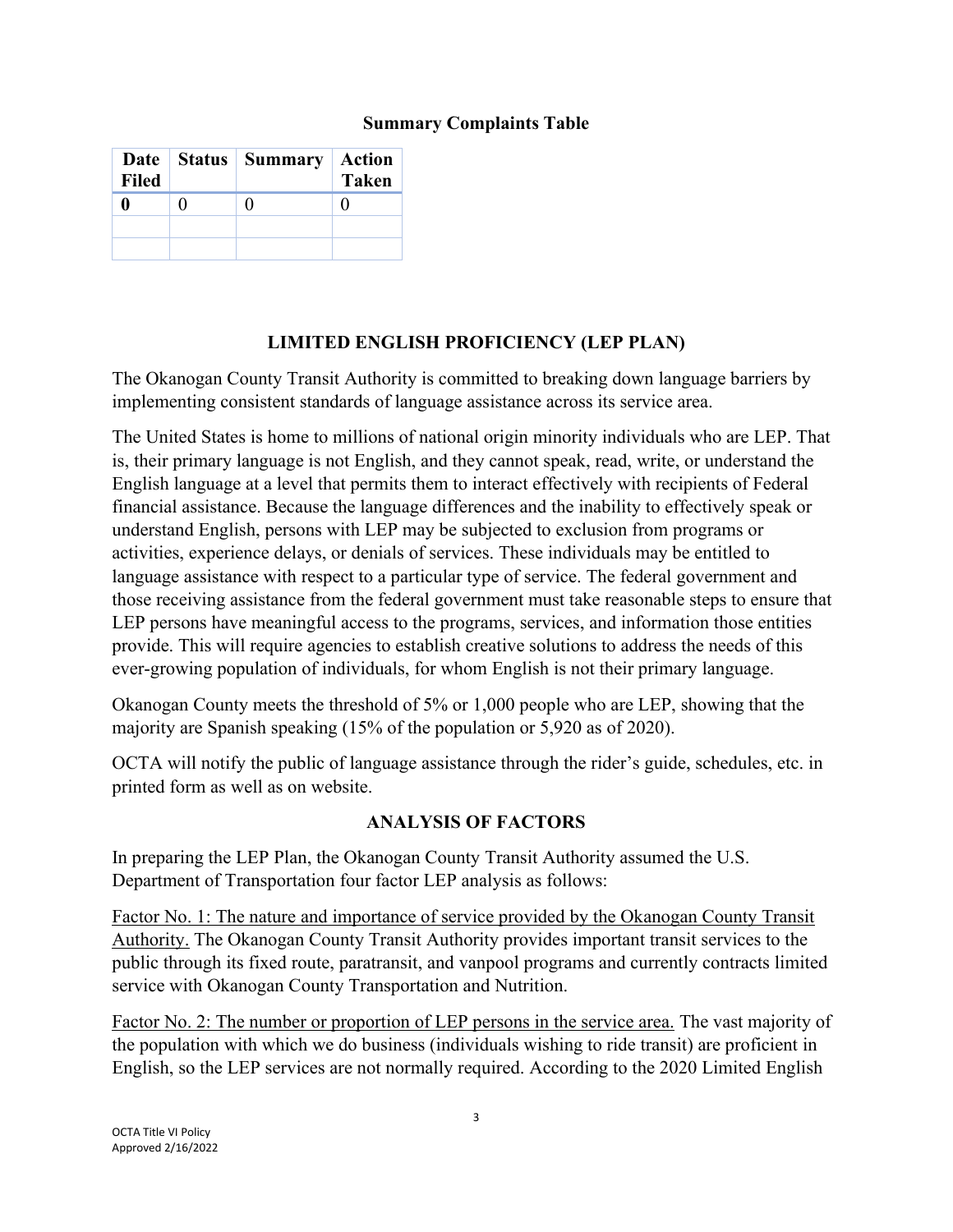**Summary Complaints Table**

| Date Filed | Status | Summary | Action Taken |
|---|---|---|---|
| **0** | 0 | 0 | 0 |
| | | | |
| | | | |

## LIMITED ENGLISH PROFICIENCY (LEP PLAN)

The Okanogan County Transit Authority is committed to breaking down language barriers by implementing consistent standards of language assistance across its service area.

The United States is home to millions of national origin minority individuals who are LEP. That is, their primary language is not English, and they cannot speak, read, write, or understand the English language at a level that permits them to interact effectively with recipients of Federal financial assistance. Because the language differences and the inability to effectively speak or understand English, persons with LEP may be subjected to exclusion from programs or activities, experience delays, or denials of services. These individuals may be entitled to language assistance with respect to a particular type of service. The federal government and those receiving assistance from the federal government must take reasonable steps to ensure that LEP persons have meaningful access to the programs, services, and information those entities provide. This will require agencies to establish creative solutions to address the needs of this ever-growing population of individuals, for whom English is not their primary language.

Okanogan County meets the threshold of 5% or 1,000 people who are LEP, showing that the majority are Spanish speaking (15% of the population or 5,920 as of 2020).

OCTA will notify the public of language assistance through the rider's guide, schedules, etc. in printed form as well as on website.

## ANALYSIS OF FACTORS

In preparing the LEP Plan, the Okanogan County Transit Authority assumed the U.S. Department of Transportation four factor LEP analysis as follows:

<u>Factor No. 1: The nature and importance of service provided by the Okanogan County Transit Authority.</u> The Okanogan County Transit Authority provides important transit services to the public through its fixed route, paratransit, and vanpool programs and currently contracts limited service with Okanogan County Transportation and Nutrition.

<u>Factor No. 2: The number or proportion of LEP persons in the service area.</u> The vast majority of the population with which we do business (individuals wishing to ride transit) are proficient in English, so the LEP services are not normally required. According to the 2020 Limited English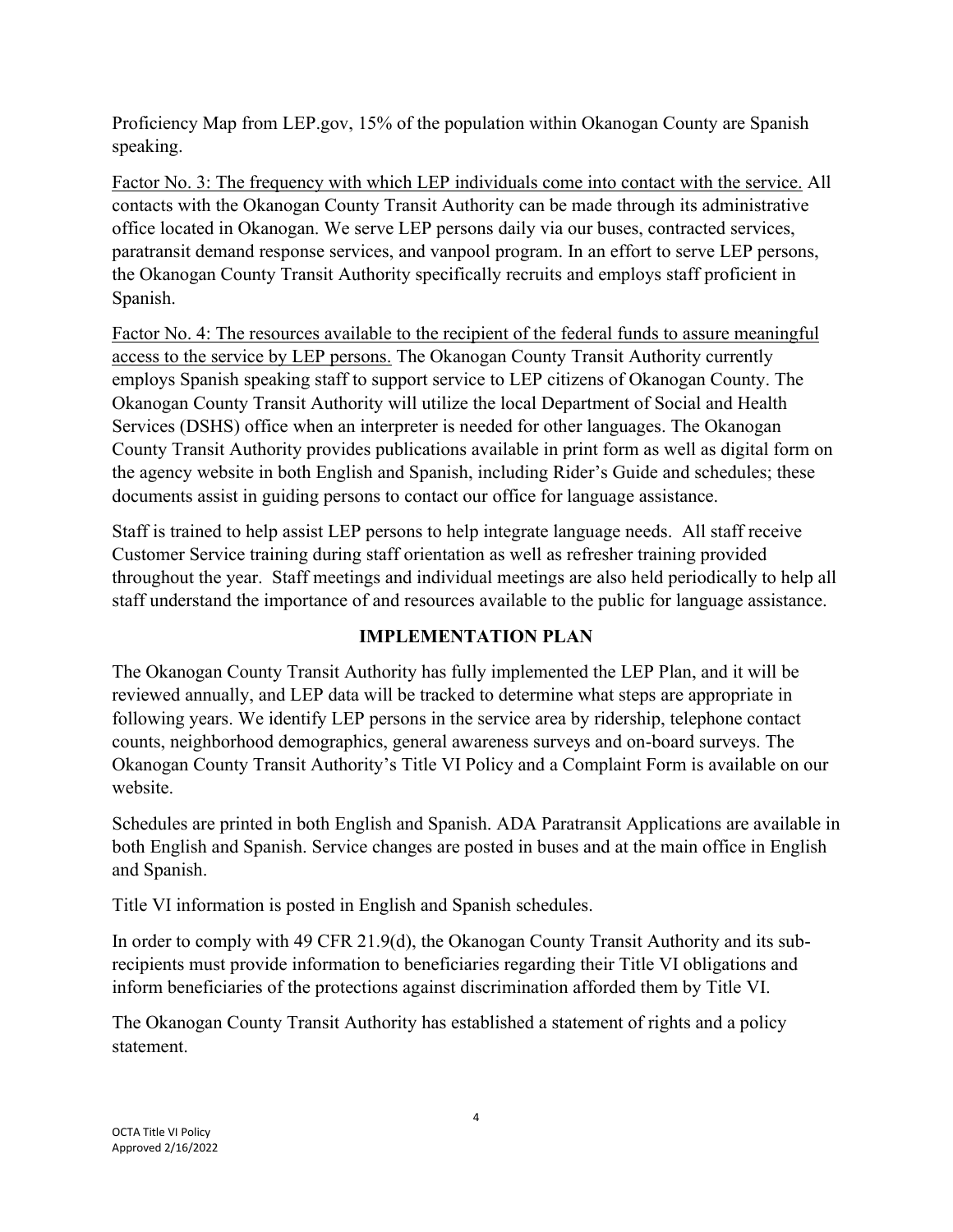Proficiency Map from LEP.gov, 15% of the population within Okanogan County are Spanish speaking.

<u>Factor No. 3: The frequency with which LEP individuals come into contact with the service.</u> All contacts with the Okanogan County Transit Authority can be made through its administrative office located in Okanogan. We serve LEP persons daily via our buses, contracted services, paratransit demand response services, and vanpool program. In an effort to serve LEP persons, the Okanogan County Transit Authority specifically recruits and employs staff proficient in Spanish.

<u>Factor No. 4: The resources available to the recipient of the federal funds to assure meaningful access to the service by LEP persons.</u> The Okanogan County Transit Authority currently employs Spanish speaking staff to support service to LEP citizens of Okanogan County. The Okanogan County Transit Authority will utilize the local Department of Social and Health Services (DSHS) office when an interpreter is needed for other languages. The Okanogan County Transit Authority provides publications available in print form as well as digital form on the agency website in both English and Spanish, including Rider's Guide and schedules; these documents assist in guiding persons to contact our office for language assistance.

Staff is trained to help assist LEP persons to help integrate language needs. All staff receive Customer Service training during staff orientation as well as refresher training provided throughout the year. Staff meetings and individual meetings are also held periodically to help all staff understand the importance of and resources available to the public for language assistance.

## IMPLEMENTATION PLAN

The Okanogan County Transit Authority has fully implemented the LEP Plan, and it will be reviewed annually, and LEP data will be tracked to determine what steps are appropriate in following years. We identify LEP persons in the service area by ridership, telephone contact counts, neighborhood demographics, general awareness surveys and on-board surveys. The Okanogan County Transit Authority's Title VI Policy and a Complaint Form is available on our website.

Schedules are printed in both English and Spanish. ADA Paratransit Applications are available in both English and Spanish. Service changes are posted in buses and at the main office in English and Spanish.

Title VI information is posted in English and Spanish schedules.

In order to comply with 49 CFR 21.9(d), the Okanogan County Transit Authority and its sub-recipients must provide information to beneficiaries regarding their Title VI obligations and inform beneficiaries of the protections against discrimination afforded them by Title VI.

The Okanogan County Transit Authority has established a statement of rights and a policy statement.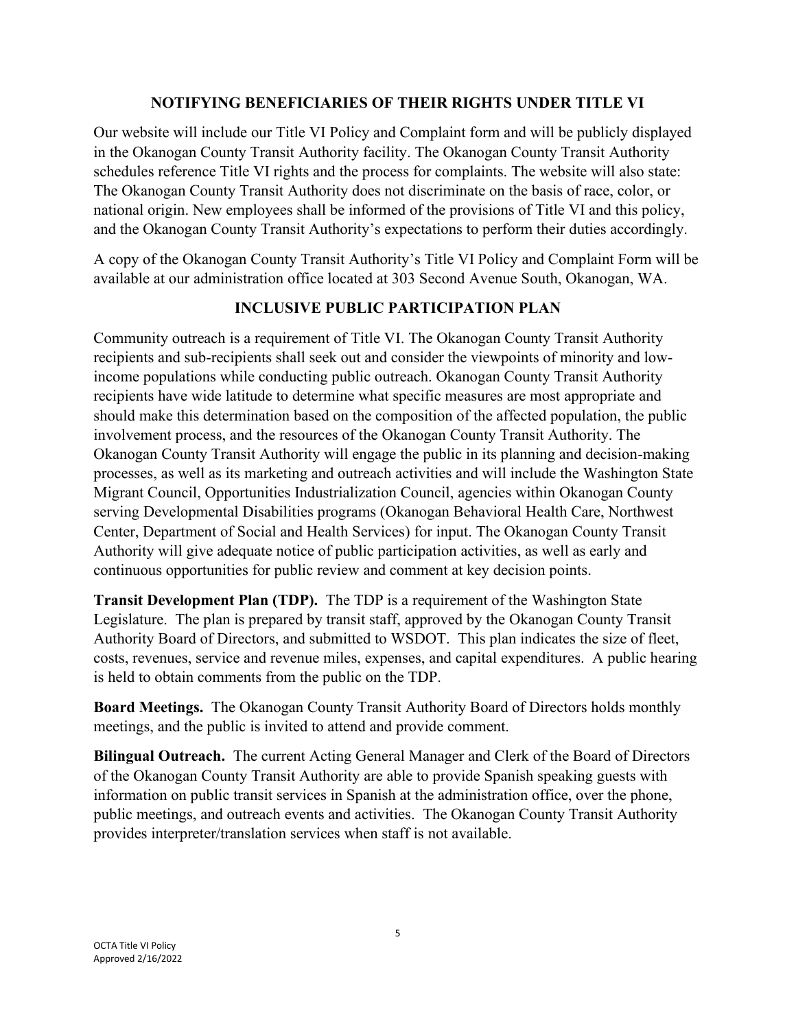## NOTIFYING BENEFICIARIES OF THEIR RIGHTS UNDER TITLE VI

Our website will include our Title VI Policy and Complaint form and will be publicly displayed in the Okanogan County Transit Authority facility. The Okanogan County Transit Authority schedules reference Title VI rights and the process for complaints. The website will also state: The Okanogan County Transit Authority does not discriminate on the basis of race, color, or national origin. New employees shall be informed of the provisions of Title VI and this policy, and the Okanogan County Transit Authority's expectations to perform their duties accordingly.

A copy of the Okanogan County Transit Authority's Title VI Policy and Complaint Form will be available at our administration office located at 303 Second Avenue South, Okanogan, WA.

## INCLUSIVE PUBLIC PARTICIPATION PLAN

Community outreach is a requirement of Title VI. The Okanogan County Transit Authority recipients and sub-recipients shall seek out and consider the viewpoints of minority and low-income populations while conducting public outreach. Okanogan County Transit Authority recipients have wide latitude to determine what specific measures are most appropriate and should make this determination based on the composition of the affected population, the public involvement process, and the resources of the Okanogan County Transit Authority. The Okanogan County Transit Authority will engage the public in its planning and decision-making processes, as well as its marketing and outreach activities and will include the Washington State Migrant Council, Opportunities Industrialization Council, agencies within Okanogan County serving Developmental Disabilities programs (Okanogan Behavioral Health Care, Northwest Center, Department of Social and Health Services) for input. The Okanogan County Transit Authority will give adequate notice of public participation activities, as well as early and continuous opportunities for public review and comment at key decision points.

**Transit Development Plan (TDP).** The TDP is a requirement of the Washington State Legislature. The plan is prepared by transit staff, approved by the Okanogan County Transit Authority Board of Directors, and submitted to WSDOT. This plan indicates the size of fleet, costs, revenues, service and revenue miles, expenses, and capital expenditures. A public hearing is held to obtain comments from the public on the TDP.

**Board Meetings.** The Okanogan County Transit Authority Board of Directors holds monthly meetings, and the public is invited to attend and provide comment.

**Bilingual Outreach.** The current Acting General Manager and Clerk of the Board of Directors of the Okanogan County Transit Authority are able to provide Spanish speaking guests with information on public transit services in Spanish at the administration office, over the phone, public meetings, and outreach events and activities. The Okanogan County Transit Authority provides interpreter/translation services when staff is not available.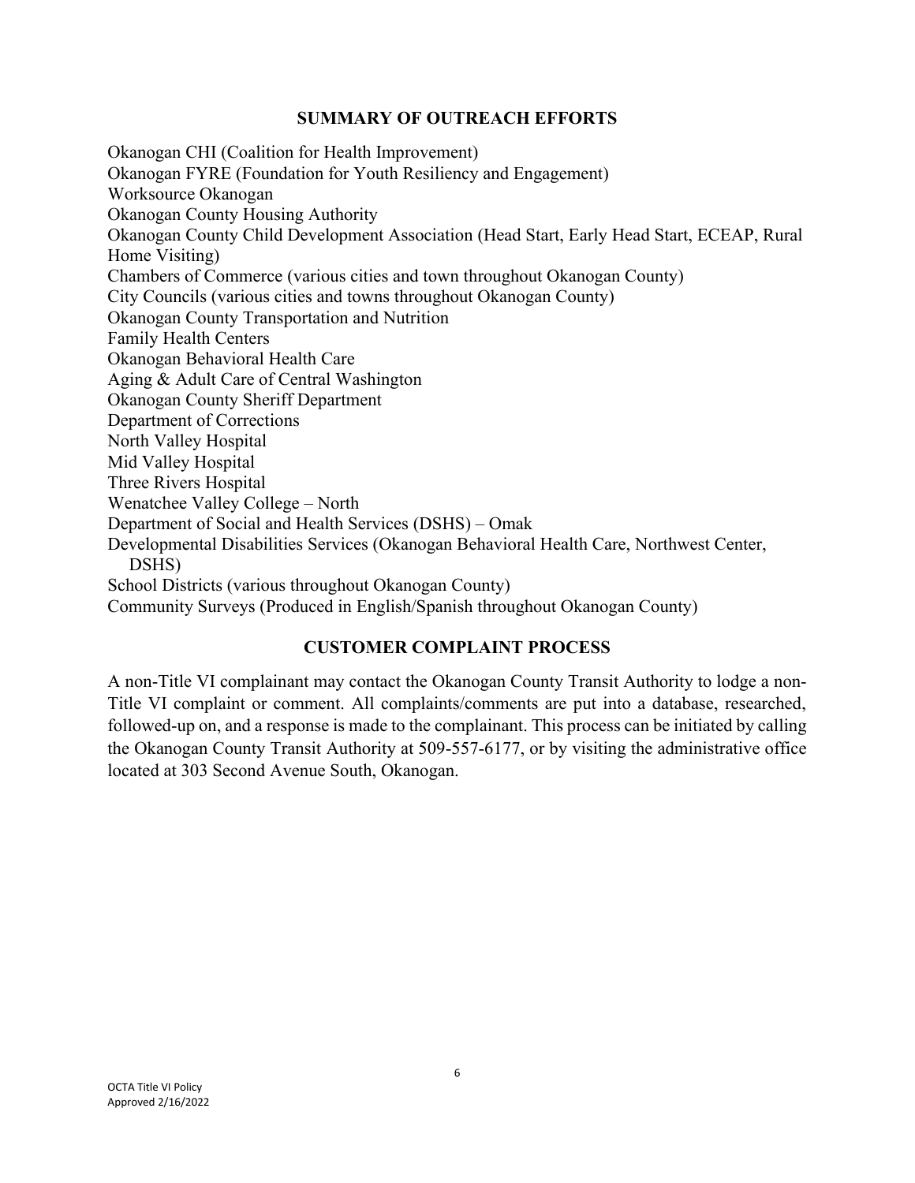## SUMMARY OF OUTREACH EFFORTS

Okanogan CHI (Coalition for Health Improvement)
Okanogan FYRE (Foundation for Youth Resiliency and Engagement)
Worksource Okanogan
Okanogan County Housing Authority
Okanogan County Child Development Association (Head Start, Early Head Start, ECEAP, Rural Home Visiting)
Chambers of Commerce (various cities and town throughout Okanogan County)
City Councils (various cities and towns throughout Okanogan County)
Okanogan County Transportation and Nutrition
Family Health Centers
Okanogan Behavioral Health Care
Aging & Adult Care of Central Washington
Okanogan County Sheriff Department
Department of Corrections
North Valley Hospital
Mid Valley Hospital
Three Rivers Hospital
Wenatchee Valley College – North
Department of Social and Health Services (DSHS) – Omak
Developmental Disabilities Services (Okanogan Behavioral Health Care, Northwest Center, DSHS)
School Districts (various throughout Okanogan County)
Community Surveys (Produced in English/Spanish throughout Okanogan County)

## CUSTOMER COMPLAINT PROCESS

A non-Title VI complainant may contact the Okanogan County Transit Authority to lodge a non-Title VI complaint or comment. All complaints/comments are put into a database, researched, followed-up on, and a response is made to the complainant. This process can be initiated by calling the Okanogan County Transit Authority at 509-557-6177, or by visiting the administrative office located at 303 Second Avenue South, Okanogan.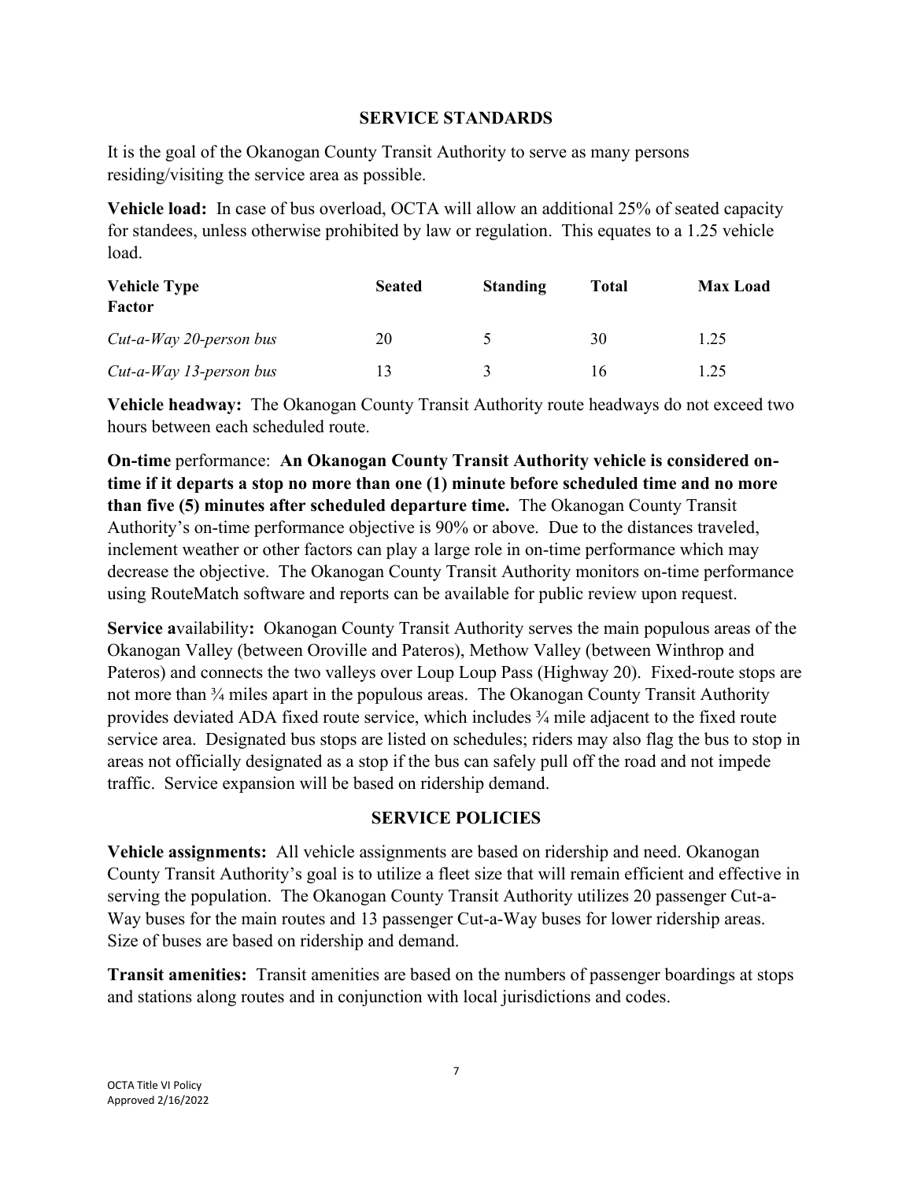## SERVICE STANDARDS

It is the goal of the Okanogan County Transit Authority to serve as many persons residing/visiting the service area as possible.

**Vehicle load:** In case of bus overload, OCTA will allow an additional 25% of seated capacity for standees, unless otherwise prohibited by law or regulation. This equates to a 1.25 vehicle load.

| Vehicle Type | Seated | Standing | Total | Max Load Factor |
|---|---|---|---|---|
| *Cut-a-Way 20-person bus* | 20 | 5 | 30 | 1.25 |
| *Cut-a-Way 13-person bus* | 13 | 3 | 16 | 1.25 |

**Vehicle headway:** The Okanogan County Transit Authority route headways do not exceed two hours between each scheduled route.

**On-time** performance: **An Okanogan County Transit Authority vehicle is considered on-time if it departs a stop no more than one (1) minute before scheduled time and no more than five (5) minutes after scheduled departure time.** The Okanogan County Transit Authority's on-time performance objective is 90% or above. Due to the distances traveled, inclement weather or other factors can play a large role in on-time performance which may decrease the objective. The Okanogan County Transit Authority monitors on-time performance using RouteMatch software and reports can be available for public review upon request.

**Service a**vailability**:** Okanogan County Transit Authority serves the main populous areas of the Okanogan Valley (between Oroville and Pateros), Methow Valley (between Winthrop and Pateros) and connects the two valleys over Loup Loup Pass (Highway 20). Fixed-route stops are not more than ¾ miles apart in the populous areas. The Okanogan County Transit Authority provides deviated ADA fixed route service, which includes ¾ mile adjacent to the fixed route service area. Designated bus stops are listed on schedules; riders may also flag the bus to stop in areas not officially designated as a stop if the bus can safely pull off the road and not impede traffic. Service expansion will be based on ridership demand.

## SERVICE POLICIES

**Vehicle assignments:** All vehicle assignments are based on ridership and need. Okanogan County Transit Authority's goal is to utilize a fleet size that will remain efficient and effective in serving the population. The Okanogan County Transit Authority utilizes 20 passenger Cut-a-Way buses for the main routes and 13 passenger Cut-a-Way buses for lower ridership areas. Size of buses are based on ridership and demand.

**Transit amenities:** Transit amenities are based on the numbers of passenger boardings at stops and stations along routes and in conjunction with local jurisdictions and codes.